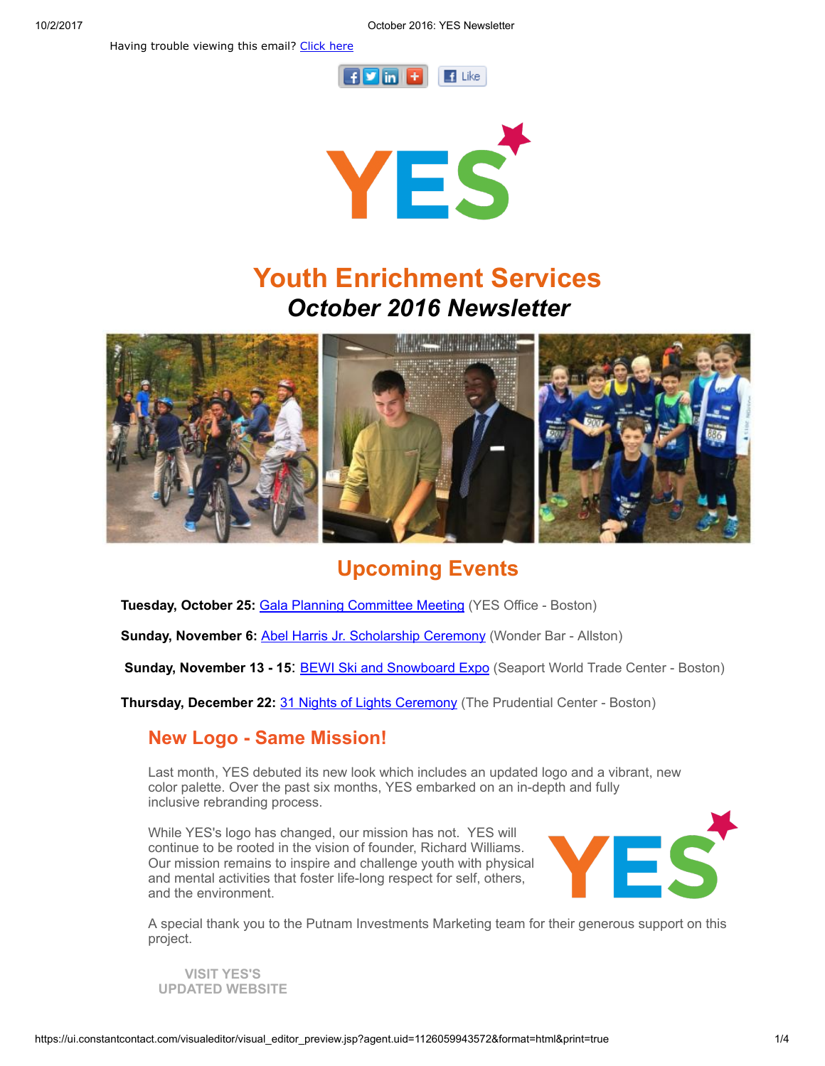Having trouble viewing this email? Click here

# Youth Enrichment Services

## *October 2016 Newsletter*

## Upcoming Events

**Tuesday, October 25:** Gala Planning Committee Meeting (YES Office - Boston)

**Sunday, November 6:** Abel Harris Jr. Scholarship Ceremony (Wonder Bar - Allston)

**Sunday, November 13 - 15**: BEWI Ski and Snowboard Expo (Seaport World Trade Center - Boston)

**Thursday, December 22:** 31 Nights of Lights Ceremony (The Prudential Center - Boston)

## New Logo - Same Mission!

Last month, YES debuted its new look which includes an updated logo and a vibrant, new color palette. Over the past six months, YES embarked on an in-depth and fully inclusive rebranding process.

While YES's logo has changed, our mission has not. YES will continue to be rooted in the vision of founder, Richard Williams. Our mission remains to inspire and challenge youth with physical and mental activities that foster life-long respect for self, others, and the environment.

A special thank you to the Putnam Investments Marketing team for their generous support on this project.

VISIT YES'S UPDATED WEBSITE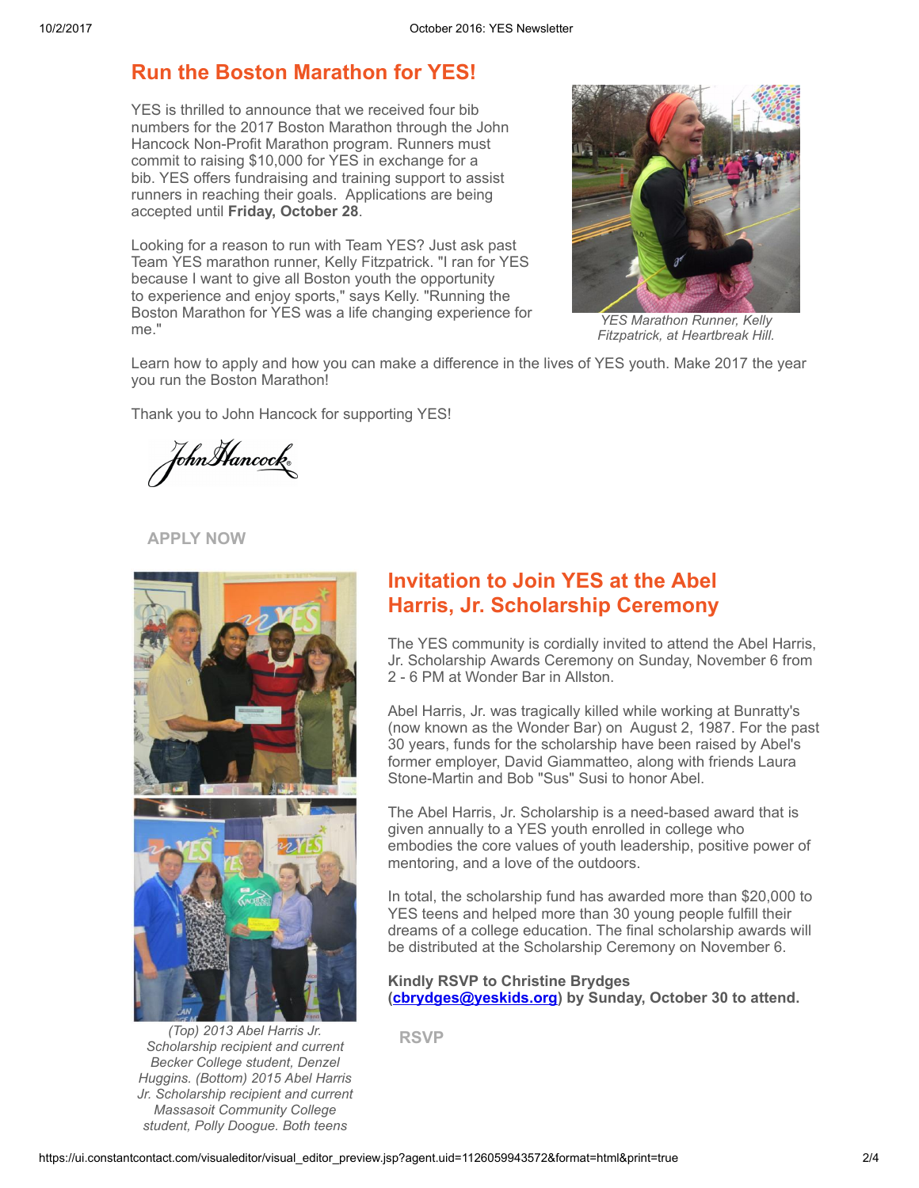## Run the Boston Marathon for YES!

YES is thrilled to announce that we received four bib numbers for the 2017 Boston Marathon through the John Hancock Non-Profit Marathon program. Runners must commit to raising $10,000 for YES in exchange for a bib. YES offers fundraising and training support to assist runners in reaching their goals. Applications are being accepted until **Friday, October 28**.

Looking for a reason to run with Team YES? Just ask past Team YES marathon runner, Kelly Fitzpatrick. "I ran for YES because I want to give all Boston youth the opportunity to experience and enjoy sports," says Kelly. "Running the Boston Marathon for YES was a life changing experience for me."

*YES Marathon Runner, Kelly Fitzpatrick, at Heartbreak Hill.*

Learn how to apply and how you can make a difference in the lives of YES youth. Make 2017 the year you run the Boston Marathon!

Thank you to John Hancock for supporting YES!

John Hancock

**APPLY NOW**

## Invitation to Join YES at the Abel Harris, Jr. Scholarship Ceremony

The YES community is cordially invited to attend the Abel Harris, Jr. Scholarship Awards Ceremony on Sunday, November 6 from 2 - 6 PM at Wonder Bar in Allston.

Abel Harris, Jr. was tragically killed while working at Bunratty's (now known as the Wonder Bar) on August 2, 1987. For the past 30 years, funds for the scholarship have been raised by Abel's former employer, David Giammatteo, along with friends Laura Stone-Martin and Bob "Sus" Susi to honor Abel.

The Abel Harris, Jr. Scholarship is a need-based award that is given annually to a YES youth enrolled in college who embodies the core values of youth leadership, positive power of mentoring, and a love of the outdoors.

In total, the scholarship fund has awarded more than $20,000 to YES teens and helped more than 30 young people fulfill their dreams of a college education. The final scholarship awards will be distributed at the Scholarship Ceremony on November 6.

**Kindly RSVP to Christine Brydges (cbrydges@yeskids.org) by Sunday, October 30 to attend.**

**RSVP**

*(Top) 2013 Abel Harris Jr. Scholarship recipient and current Becker College student, Denzel Huggins. (Bottom) 2015 Abel Harris Jr. Scholarship recipient and current Massasoit Community College student, Polly Doogue. Both teens*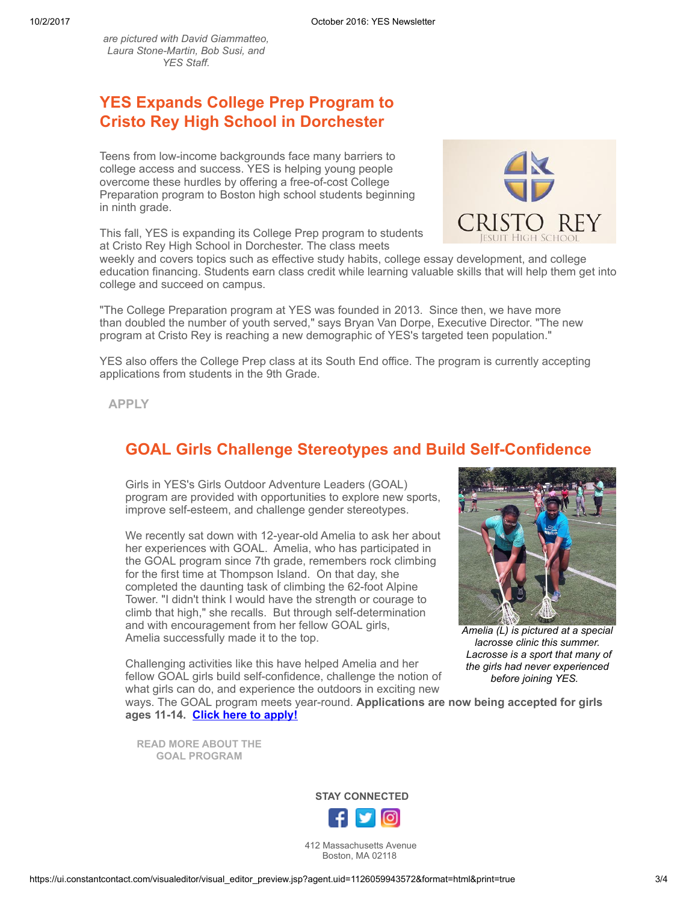*are pictured with David Giammatteo, Laura Stone-Martin, Bob Susi, and YES Staff.*

## YES Expands College Prep Program to Cristo Rey High School in Dorchester

Teens from low-income backgrounds face many barriers to college access and success. YES is helping young people overcome these hurdles by offering a free-of-cost College Preparation program to Boston high school students beginning in ninth grade.

This fall, YES is expanding its College Prep program to students at Cristo Rey High School in Dorchester. The class meets weekly and covers topics such as effective study habits, college essay development, and college education financing. Students earn class credit while learning valuable skills that will help them get into college and succeed on campus.

"The College Preparation program at YES was founded in 2013. Since then, we have more than doubled the number of youth served," says Bryan Van Dorpe, Executive Director. "The new program at Cristo Rey is reaching a new demographic of YES's targeted teen population."

YES also offers the College Prep class at its South End office. The program is currently accepting applications from students in the 9th Grade.

APPLY

## GOAL Girls Challenge Stereotypes and Build Self-Confidence

Girls in YES's Girls Outdoor Adventure Leaders (GOAL) program are provided with opportunities to explore new sports, improve self-esteem, and challenge gender stereotypes.

We recently sat down with 12-year-old Amelia to ask her about her experiences with GOAL. Amelia, who has participated in the GOAL program since 7th grade, remembers rock climbing for the first time at Thompson Island. On that day, she completed the daunting task of climbing the 62-foot Alpine Tower. "I didn't think I would have the strength or courage to climb that high," she recalls. But through self-determination and with encouragement from her fellow GOAL girls, Amelia successfully made it to the top.

*Amelia (L) is pictured at a special lacrosse clinic this summer. Lacrosse is a sport that many of the girls had never experienced before joining YES.*

Challenging activities like this have helped Amelia and her fellow GOAL girls build self-confidence, challenge the notion of what girls can do, and experience the outdoors in exciting new ways. The GOAL program meets year-round. **Applications are now being accepted for girls ages 11-14.** **Click here to apply!**

READ MORE ABOUT THE GOAL PROGRAM

**STAY CONNECTED**

412 Massachusetts Avenue
Boston, MA 02118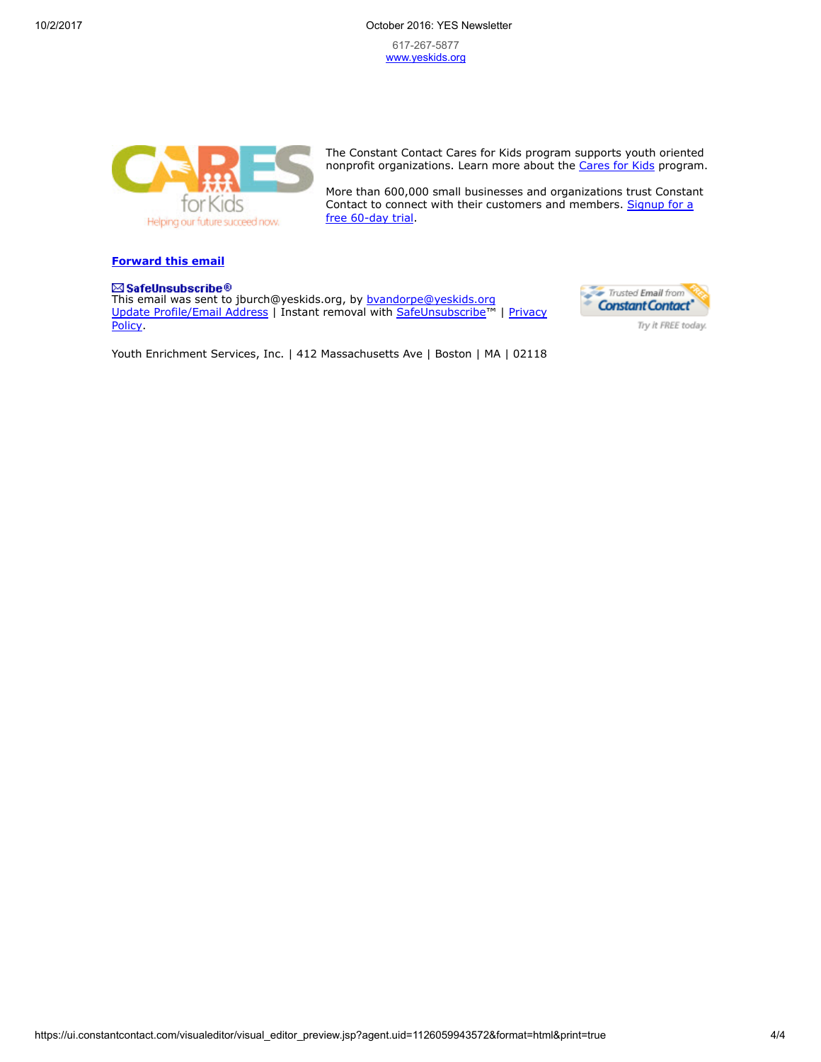617-267-5877
www.yeskids.org

The Constant Contact Cares for Kids program supports youth oriented nonprofit organizations. Learn more about the Cares for Kids program.

More than 600,000 small businesses and organizations trust Constant Contact to connect with their customers and members. Signup for a free 60-day trial.

**Forward this email**

**SafeUnsubscribe®**
This email was sent to jburch@yeskids.org, by bvandorpe@yeskids.org
Update Profile/Email Address | Instant removal with SafeUnsubscribe™ | Privacy Policy.

Trusted Email from Constant Contact
Try it FREE today.

Youth Enrichment Services, Inc. | 412 Massachusetts Ave | Boston | MA | 02118